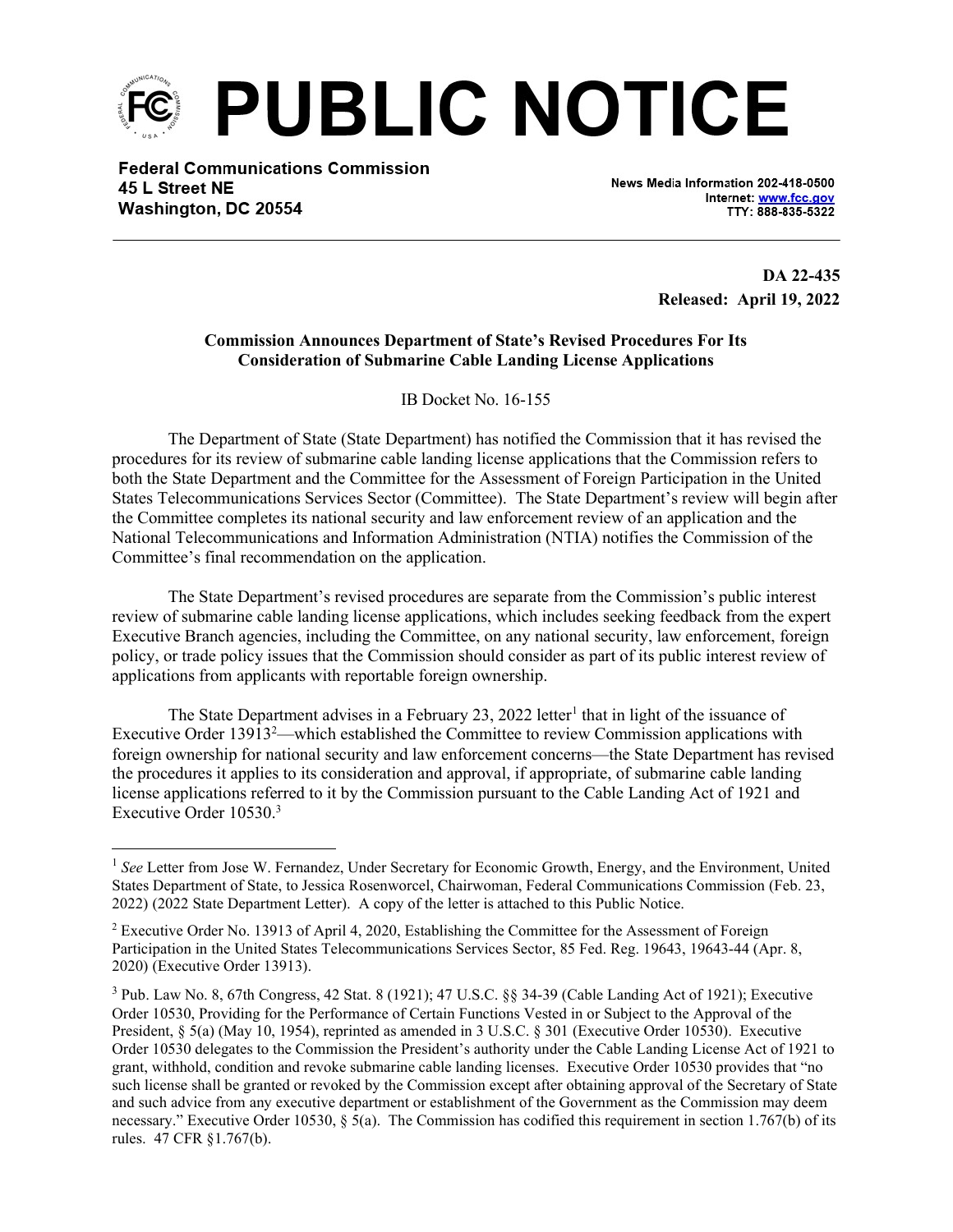# PUBLIC NOTICE

**Federal Communications Commission**
**45 L Street NE**
**Washington, DC 20554**

News Media Information 202-418-0500
Internet: www.fcc.gov
TTY: 888-835-5322

**DA 22-435**
**Released: April 19, 2022**

**Commission Announces Department of State's Revised Procedures For Its Consideration of Submarine Cable Landing License Applications**

IB Docket No. 16-155

The Department of State (State Department) has notified the Commission that it has revised the procedures for its review of submarine cable landing license applications that the Commission refers to both the State Department and the Committee for the Assessment of Foreign Participation in the United States Telecommunications Services Sector (Committee). The State Department's review will begin after the Committee completes its national security and law enforcement review of an application and the National Telecommunications and Information Administration (NTIA) notifies the Commission of the Committee's final recommendation on the application.

The State Department's revised procedures are separate from the Commission's public interest review of submarine cable landing license applications, which includes seeking feedback from the expert Executive Branch agencies, including the Committee, on any national security, law enforcement, foreign policy, or trade policy issues that the Commission should consider as part of its public interest review of applications from applicants with reportable foreign ownership.

The State Department advises in a February 23, 2022 letter[1] that in light of the issuance of Executive Order 13913[2]—which established the Committee to review Commission applications with foreign ownership for national security and law enforcement concerns—the State Department has revised the procedures it applies to its consideration and approval, if appropriate, of submarine cable landing license applications referred to it by the Commission pursuant to the Cable Landing Act of 1921 and Executive Order 10530.[3]

---

[1] *See* Letter from Jose W. Fernandez, Under Secretary for Economic Growth, Energy, and the Environment, United States Department of State, to Jessica Rosenworcel, Chairwoman, Federal Communications Commission (Feb. 23, 2022) (2022 State Department Letter). A copy of the letter is attached to this Public Notice.

[2] Executive Order No. 13913 of April 4, 2020, Establishing the Committee for the Assessment of Foreign Participation in the United States Telecommunications Services Sector, 85 Fed. Reg. 19643, 19643-44 (Apr. 8, 2020) (Executive Order 13913).

[3] Pub. Law No. 8, 67th Congress, 42 Stat. 8 (1921); 47 U.S.C. §§ 34-39 (Cable Landing Act of 1921); Executive Order 10530, Providing for the Performance of Certain Functions Vested in or Subject to the Approval of the President, § 5(a) (May 10, 1954), reprinted as amended in 3 U.S.C. § 301 (Executive Order 10530). Executive Order 10530 delegates to the Commission the President's authority under the Cable Landing License Act of 1921 to grant, withhold, condition and revoke submarine cable landing licenses. Executive Order 10530 provides that "no such license shall be granted or revoked by the Commission except after obtaining approval of the Secretary of State and such advice from any executive department or establishment of the Government as the Commission may deem necessary." Executive Order 10530, § 5(a). The Commission has codified this requirement in section 1.767(b) of its rules. 47 CFR §1.767(b).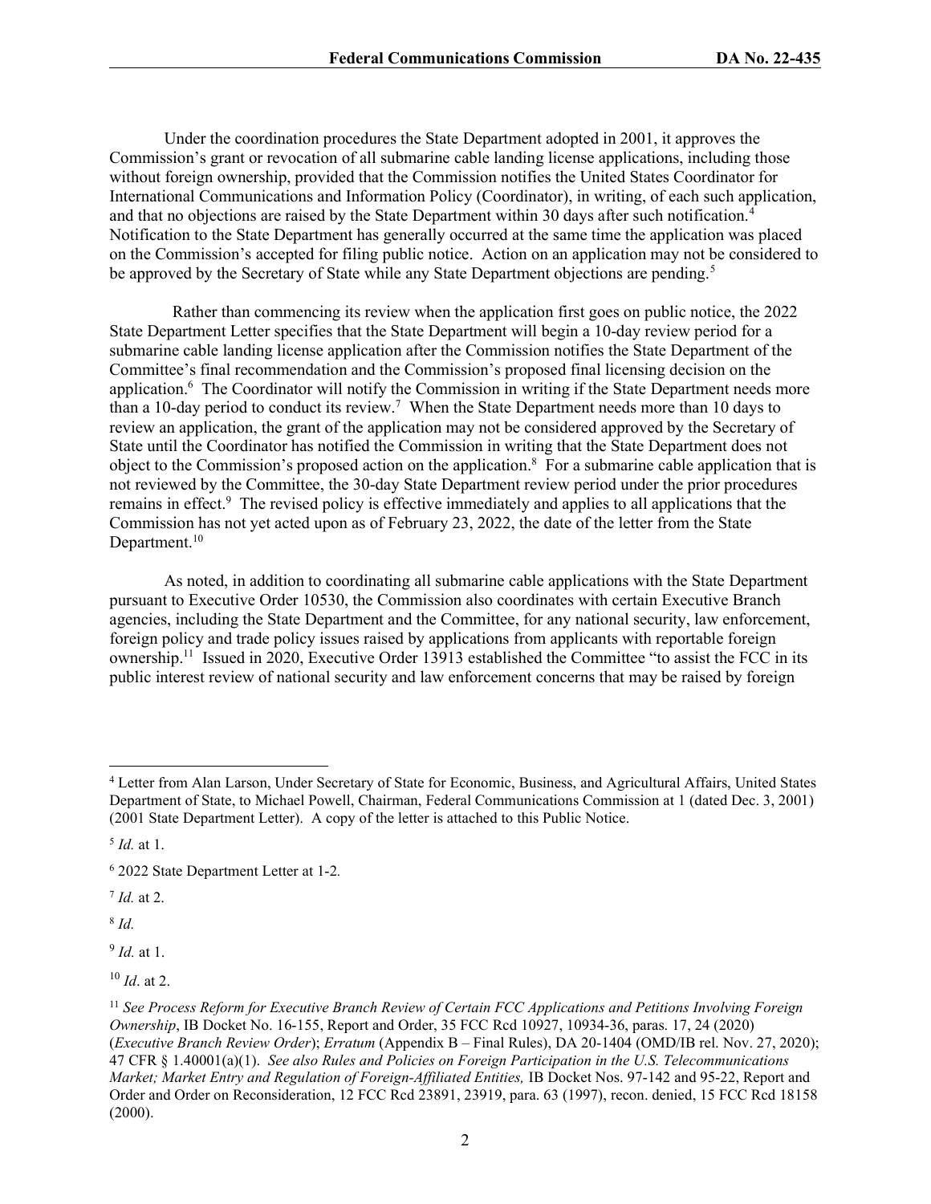Under the coordination procedures the State Department adopted in 2001, it approves the Commission's grant or revocation of all submarine cable landing license applications, including those without foreign ownership, provided that the Commission notifies the United States Coordinator for International Communications and Information Policy (Coordinator), in writing, of each such application, and that no objections are raised by the State Department within 30 days after such notification.[4] Notification to the State Department has generally occurred at the same time the application was placed on the Commission's accepted for filing public notice. Action on an application may not be considered to be approved by the Secretary of State while any State Department objections are pending.[5]

Rather than commencing its review when the application first goes on public notice, the 2022 State Department Letter specifies that the State Department will begin a 10-day review period for a submarine cable landing license application after the Commission notifies the State Department of the Committee's final recommendation and the Commission's proposed final licensing decision on the application.[6] The Coordinator will notify the Commission in writing if the State Department needs more than a 10-day period to conduct its review.[7] When the State Department needs more than 10 days to review an application, the grant of the application may not be considered approved by the Secretary of State until the Coordinator has notified the Commission in writing that the State Department does not object to the Commission's proposed action on the application.[8] For a submarine cable application that is not reviewed by the Committee, the 30-day State Department review period under the prior procedures remains in effect.[9] The revised policy is effective immediately and applies to all applications that the Commission has not yet acted upon as of February 23, 2022, the date of the letter from the State Department.[10]

As noted, in addition to coordinating all submarine cable applications with the State Department pursuant to Executive Order 10530, the Commission also coordinates with certain Executive Branch agencies, including the State Department and the Committee, for any national security, law enforcement, foreign policy and trade policy issues raised by applications from applicants with reportable foreign ownership.[11] Issued in 2020, Executive Order 13913 established the Committee "to assist the FCC in its public interest review of national security and law enforcement concerns that may be raised by foreign

---

[4] Letter from Alan Larson, Under Secretary of State for Economic, Business, and Agricultural Affairs, United States Department of State, to Michael Powell, Chairman, Federal Communications Commission at 1 (dated Dec. 3, 2001) (2001 State Department Letter). A copy of the letter is attached to this Public Notice.

[5] *Id.* at 1.

[6] 2022 State Department Letter at 1-2.

[7] *Id.* at 2.

[8] *Id.*

[9] *Id.* at 1.

[10] *Id*. at 2.

[11] *See Process Reform for Executive Branch Review of Certain FCC Applications and Petitions Involving Foreign Ownership*, IB Docket No. 16-155, Report and Order, 35 FCC Rcd 10927, 10934-36, paras. 17, 24 (2020) (*Executive Branch Review Order*); *Erratum* (Appendix B – Final Rules), DA 20-1404 (OMD/IB rel. Nov. 27, 2020); 47 CFR § 1.40001(a)(1). *See also Rules and Policies on Foreign Participation in the U.S. Telecommunications Market; Market Entry and Regulation of Foreign-Affiliated Entities,* IB Docket Nos. 97-142 and 95-22, Report and Order and Order on Reconsideration, 12 FCC Rcd 23891, 23919, para. 63 (1997), recon. denied, 15 FCC Rcd 18158 (2000).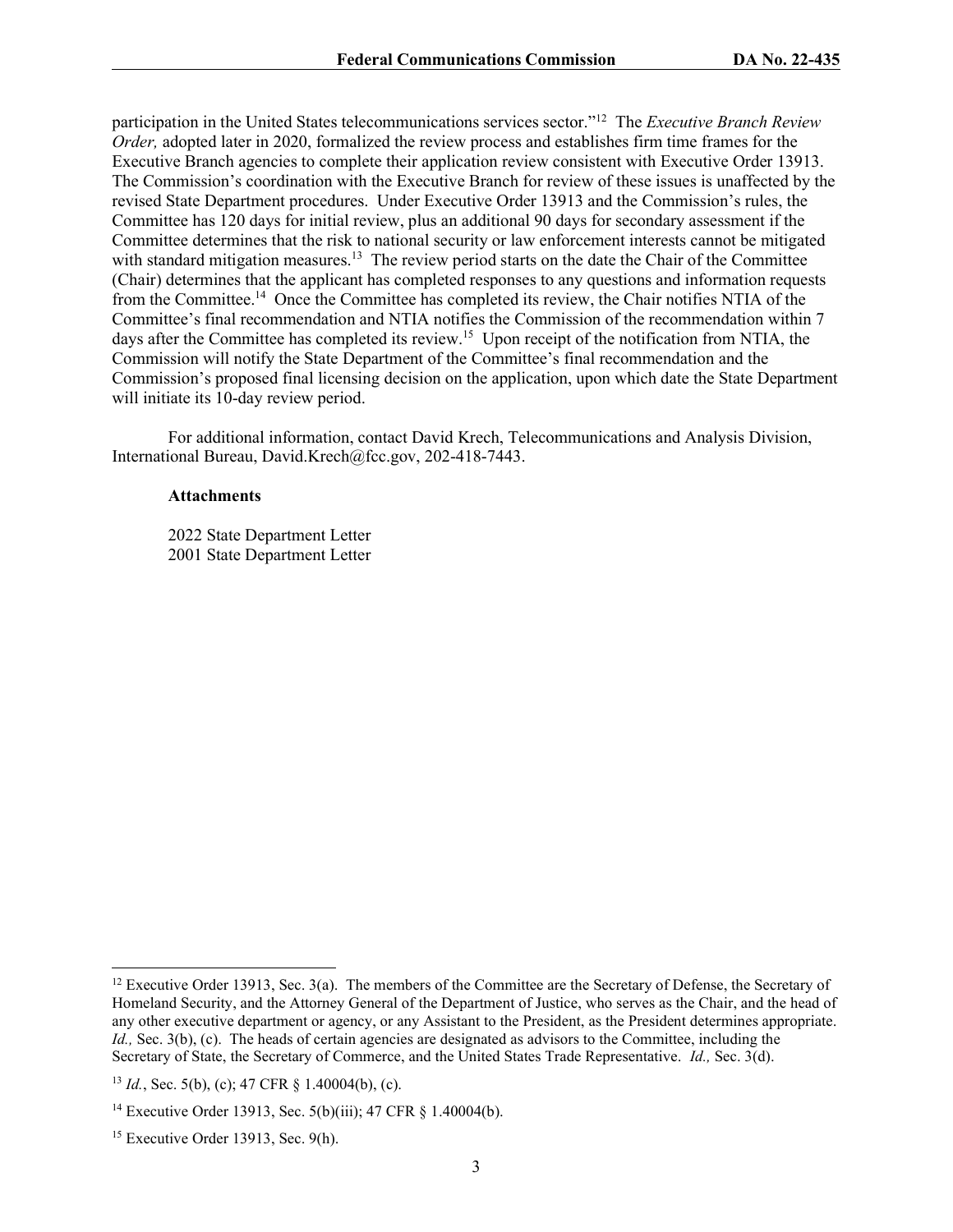participation in the United States telecommunications services sector."[12] The *Executive Branch Review Order,* adopted later in 2020, formalized the review process and establishes firm time frames for the Executive Branch agencies to complete their application review consistent with Executive Order 13913. The Commission's coordination with the Executive Branch for review of these issues is unaffected by the revised State Department procedures. Under Executive Order 13913 and the Commission's rules, the Committee has 120 days for initial review, plus an additional 90 days for secondary assessment if the Committee determines that the risk to national security or law enforcement interests cannot be mitigated with standard mitigation measures.[13] The review period starts on the date the Chair of the Committee (Chair) determines that the applicant has completed responses to any questions and information requests from the Committee.[14] Once the Committee has completed its review, the Chair notifies NTIA of the Committee's final recommendation and NTIA notifies the Commission of the recommendation within 7 days after the Committee has completed its review.[15] Upon receipt of the notification from NTIA, the Commission will notify the State Department of the Committee's final recommendation and the Commission's proposed final licensing decision on the application, upon which date the State Department will initiate its 10-day review period.

For additional information, contact David Krech, Telecommunications and Analysis Division, International Bureau, David.Krech@fcc.gov, 202-418-7443.

**Attachments**

2022 State Department Letter
2001 State Department Letter

---

[12] Executive Order 13913, Sec. 3(a). The members of the Committee are the Secretary of Defense, the Secretary of Homeland Security, and the Attorney General of the Department of Justice, who serves as the Chair, and the head of any other executive department or agency, or any Assistant to the President, as the President determines appropriate. *Id.,* Sec. 3(b), (c). The heads of certain agencies are designated as advisors to the Committee, including the Secretary of State, the Secretary of Commerce, and the United States Trade Representative. *Id.,* Sec. 3(d).

[13] *Id.*, Sec. 5(b), (c); 47 CFR § 1.40004(b), (c).

[14] Executive Order 13913, Sec. 5(b)(iii); 47 CFR § 1.40004(b).

[15] Executive Order 13913, Sec. 9(h).